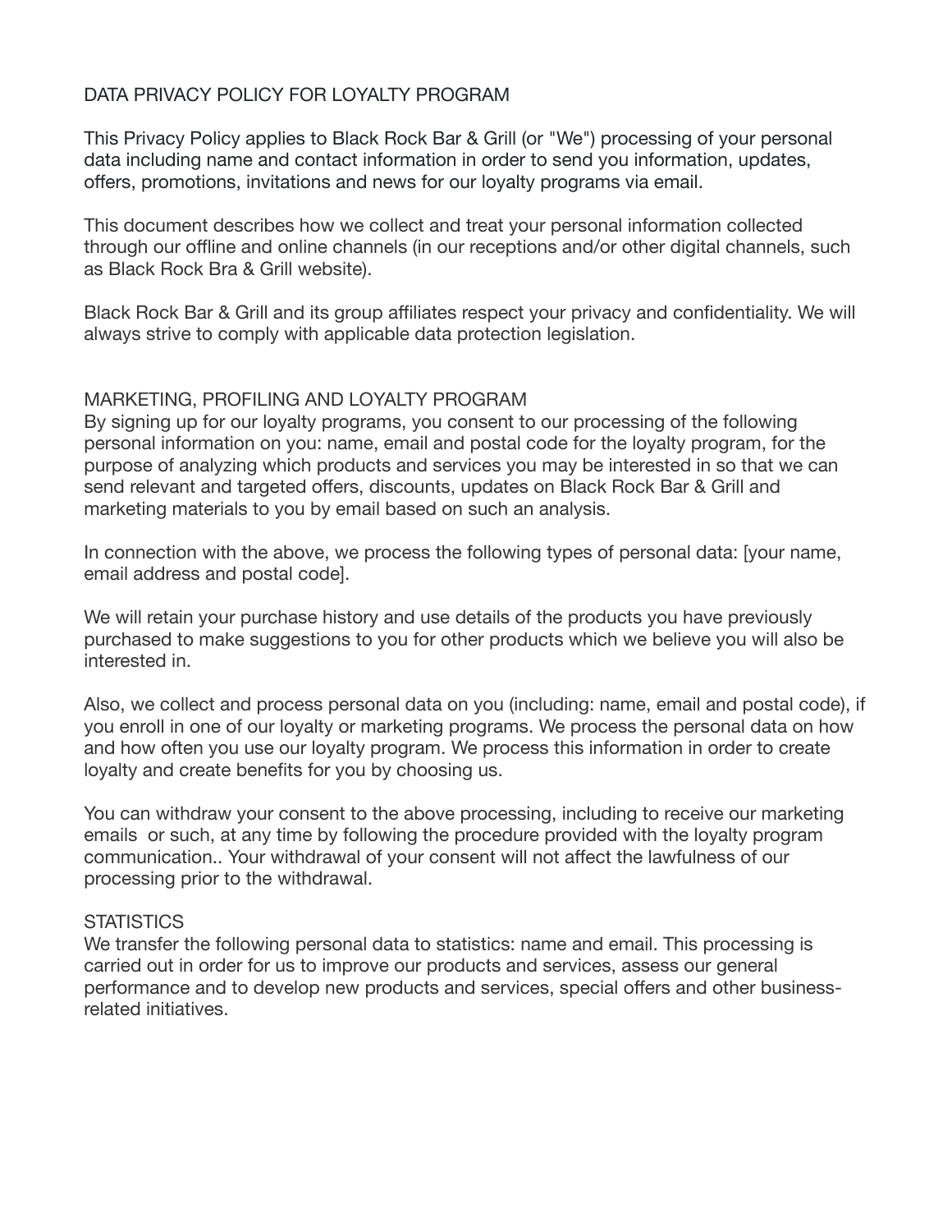# DATA PRIVACY POLICY FOR LOYALTY PROGRAM

This Privacy Policy applies to Black Rock Bar & Grill (or "We") processing of your personal data including name and contact information in order to send you information, updates, offers, promotions, invitations and news for our loyalty programs via email.

This document describes how we collect and treat your personal information collected through our offline and online channels (in our receptions and/or other digital channels, such as Black Rock Bra & Grill website).

Black Rock Bar & Grill and its group affiliates respect your privacy and confidentiality. We will always strive to comply with applicable data protection legislation.

## MARKETING, PROFILING AND LOYALTY PROGRAM

By signing up for our loyalty programs, you consent to our processing of the following personal information on you: name, email and postal code for the loyalty program, for the purpose of analyzing which products and services you may be interested in so that we can send relevant and targeted offers, discounts, updates on Black Rock Bar & Grill and marketing materials to you by email based on such an analysis.

In connection with the above, we process the following types of personal data: [your name, email address and postal code].

We will retain your purchase history and use details of the products you have previously purchased to make suggestions to you for other products which we believe you will also be interested in.

Also, we collect and process personal data on you (including: name, email and postal code), if you enroll in one of our loyalty or marketing programs. We process the personal data on how and how often you use our loyalty program. We process this information in order to create loyalty and create benefits for you by choosing us.

You can withdraw your consent to the above processing, including to receive our marketing emails or such, at any time by following the procedure provided with the loyalty program communication.. Your withdrawal of your consent will not affect the lawfulness of our processing prior to the withdrawal.

## STATISTICS

We transfer the following personal data to statistics: name and email. This processing is carried out in order for us to improve our products and services, assess our general performance and to develop new products and services, special offers and other business-related initiatives.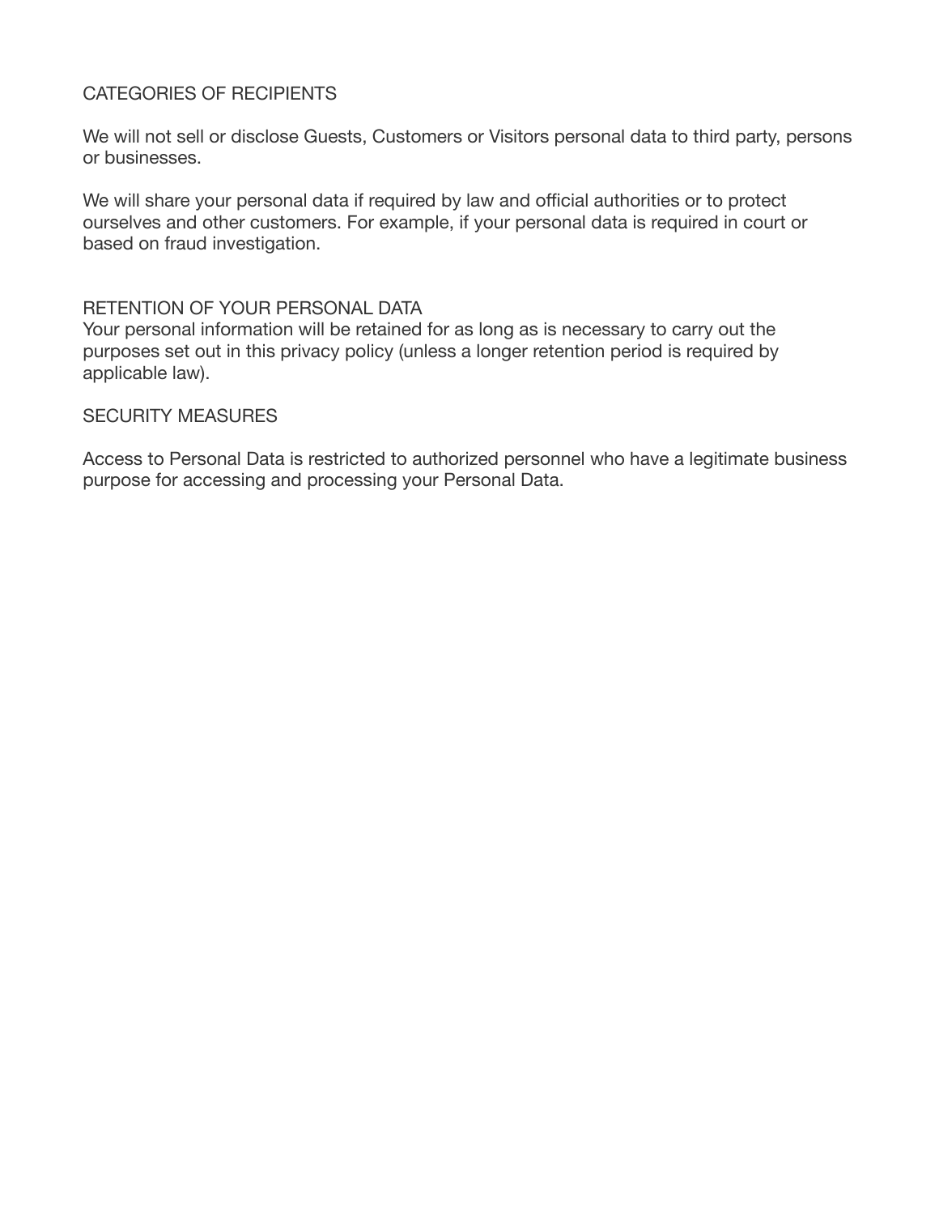## CATEGORIES OF RECIPIENTS

We will not sell or disclose Guests, Customers or Visitors personal data to third party, persons or businesses.

We will share your personal data if required by law and official authorities or to protect ourselves and other customers. For example, if your personal data is required in court or based on fraud investigation.

## RETENTION OF YOUR PERSONAL DATA

Your personal information will be retained for as long as is necessary to carry out the purposes set out in this privacy policy (unless a longer retention period is required by applicable law).

## SECURITY MEASURES

Access to Personal Data is restricted to authorized personnel who have a legitimate business purpose for accessing and processing your Personal Data.